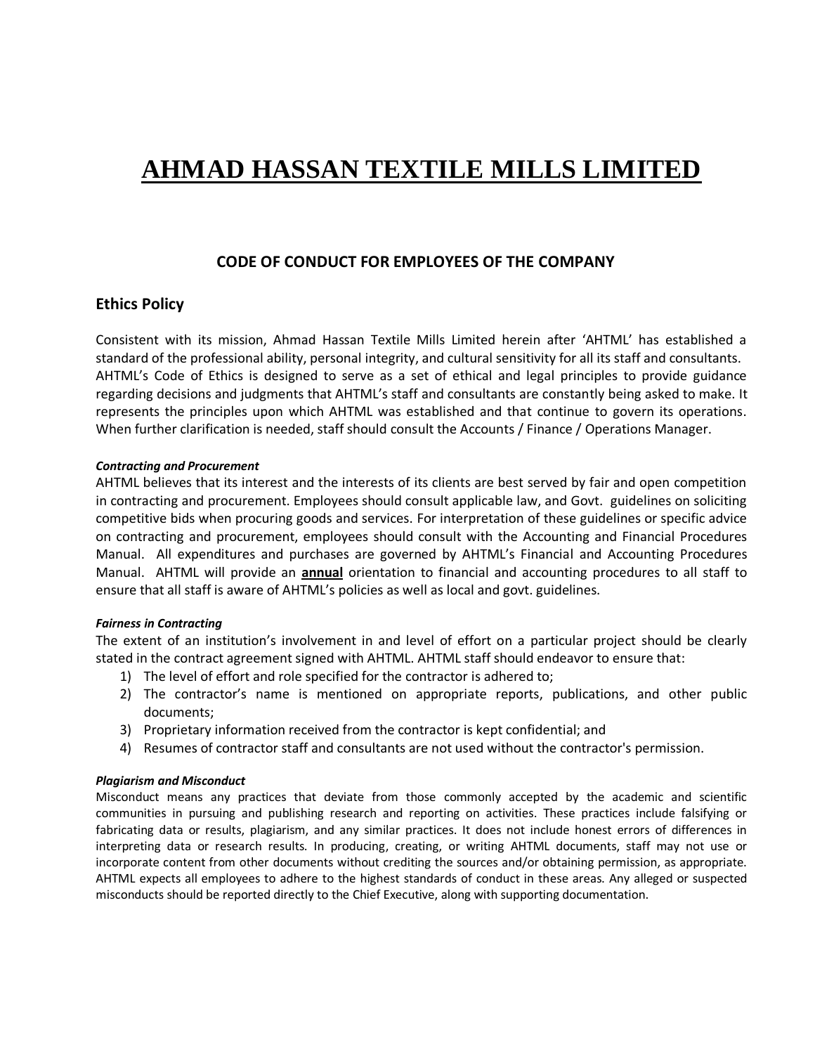# AHMAD HASSAN TEXTILE MILLS LIMITED

## CODE OF CONDUCT FOR EMPLOYEES OF THE COMPANY

### Ethics Policy

Consistent with its mission, Ahmad Hassan Textile Mills Limited herein after 'AHTML' has established a standard of the professional ability, personal integrity, and cultural sensitivity for all its staff and consultants. AHTML's Code of Ethics is designed to serve as a set of ethical and legal principles to provide guidance regarding decisions and judgments that AHTML's staff and consultants are constantly being asked to make. It represents the principles upon which AHTML was established and that continue to govern its operations. When further clarification is needed, staff should consult the Accounts / Finance / Operations Manager.

***Contracting and Procurement***

AHTML believes that its interest and the interests of its clients are best served by fair and open competition in contracting and procurement. Employees should consult applicable law, and Govt. guidelines on soliciting competitive bids when procuring goods and services. For interpretation of these guidelines or specific advice on contracting and procurement, employees should consult with the Accounting and Financial Procedures Manual. All expenditures and purchases are governed by AHTML's Financial and Accounting Procedures Manual. AHTML will provide an **annual** orientation to financial and accounting procedures to all staff to ensure that all staff is aware of AHTML's policies as well as local and govt. guidelines.

***Fairness in Contracting***

The extent of an institution's involvement in and level of effort on a particular project should be clearly stated in the contract agreement signed with AHTML. AHTML staff should endeavor to ensure that:

1) The level of effort and role specified for the contractor is adhered to;
2) The contractor's name is mentioned on appropriate reports, publications, and other public documents;
3) Proprietary information received from the contractor is kept confidential; and
4) Resumes of contractor staff and consultants are not used without the contractor's permission.

***Plagiarism and Misconduct***

Misconduct means any practices that deviate from those commonly accepted by the academic and scientific communities in pursuing and publishing research and reporting on activities. These practices include falsifying or fabricating data or results, plagiarism, and any similar practices. It does not include honest errors of differences in interpreting data or research results. In producing, creating, or writing AHTML documents, staff may not use or incorporate content from other documents without crediting the sources and/or obtaining permission, as appropriate. AHTML expects all employees to adhere to the highest standards of conduct in these areas. Any alleged or suspected misconducts should be reported directly to the Chief Executive, along with supporting documentation.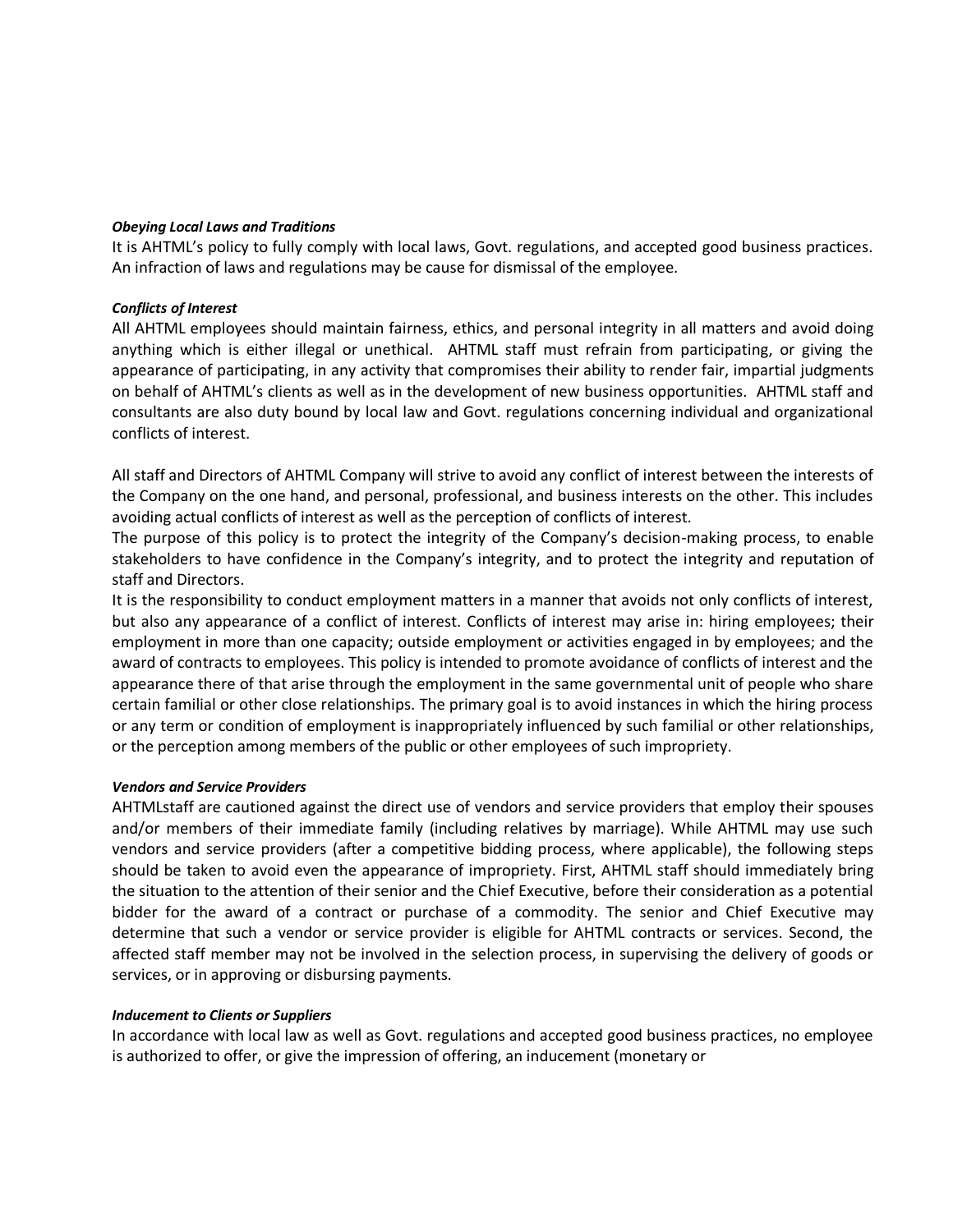***Obeying Local Laws and Traditions***

It is AHTML's policy to fully comply with local laws, Govt. regulations, and accepted good business practices. An infraction of laws and regulations may be cause for dismissal of the employee.

***Conflicts of Interest***

All AHTML employees should maintain fairness, ethics, and personal integrity in all matters and avoid doing anything which is either illegal or unethical. AHTML staff must refrain from participating, or giving the appearance of participating, in any activity that compromises their ability to render fair, impartial judgments on behalf of AHTML's clients as well as in the development of new business opportunities. AHTML staff and consultants are also duty bound by local law and Govt. regulations concerning individual and organizational conflicts of interest.

All staff and Directors of AHTML Company will strive to avoid any conflict of interest between the interests of the Company on the one hand, and personal, professional, and business interests on the other. This includes avoiding actual conflicts of interest as well as the perception of conflicts of interest.

The purpose of this policy is to protect the integrity of the Company's decision-making process, to enable stakeholders to have confidence in the Company's integrity, and to protect the integrity and reputation of staff and Directors.

It is the responsibility to conduct employment matters in a manner that avoids not only conflicts of interest, but also any appearance of a conflict of interest. Conflicts of interest may arise in: hiring employees; their employment in more than one capacity; outside employment or activities engaged in by employees; and the award of contracts to employees. This policy is intended to promote avoidance of conflicts of interest and the appearance there of that arise through the employment in the same governmental unit of people who share certain familial or other close relationships. The primary goal is to avoid instances in which the hiring process or any term or condition of employment is inappropriately influenced by such familial or other relationships, or the perception among members of the public or other employees of such impropriety.

***Vendors and Service Providers***

AHTMLstaff are cautioned against the direct use of vendors and service providers that employ their spouses and/or members of their immediate family (including relatives by marriage). While AHTML may use such vendors and service providers (after a competitive bidding process, where applicable), the following steps should be taken to avoid even the appearance of impropriety. First, AHTML staff should immediately bring the situation to the attention of their senior and the Chief Executive, before their consideration as a potential bidder for the award of a contract or purchase of a commodity. The senior and Chief Executive may determine that such a vendor or service provider is eligible for AHTML contracts or services. Second, the affected staff member may not be involved in the selection process, in supervising the delivery of goods or services, or in approving or disbursing payments.

***Inducement to Clients or Suppliers***

In accordance with local law as well as Govt. regulations and accepted good business practices, no employee is authorized to offer, or give the impression of offering, an inducement (monetary or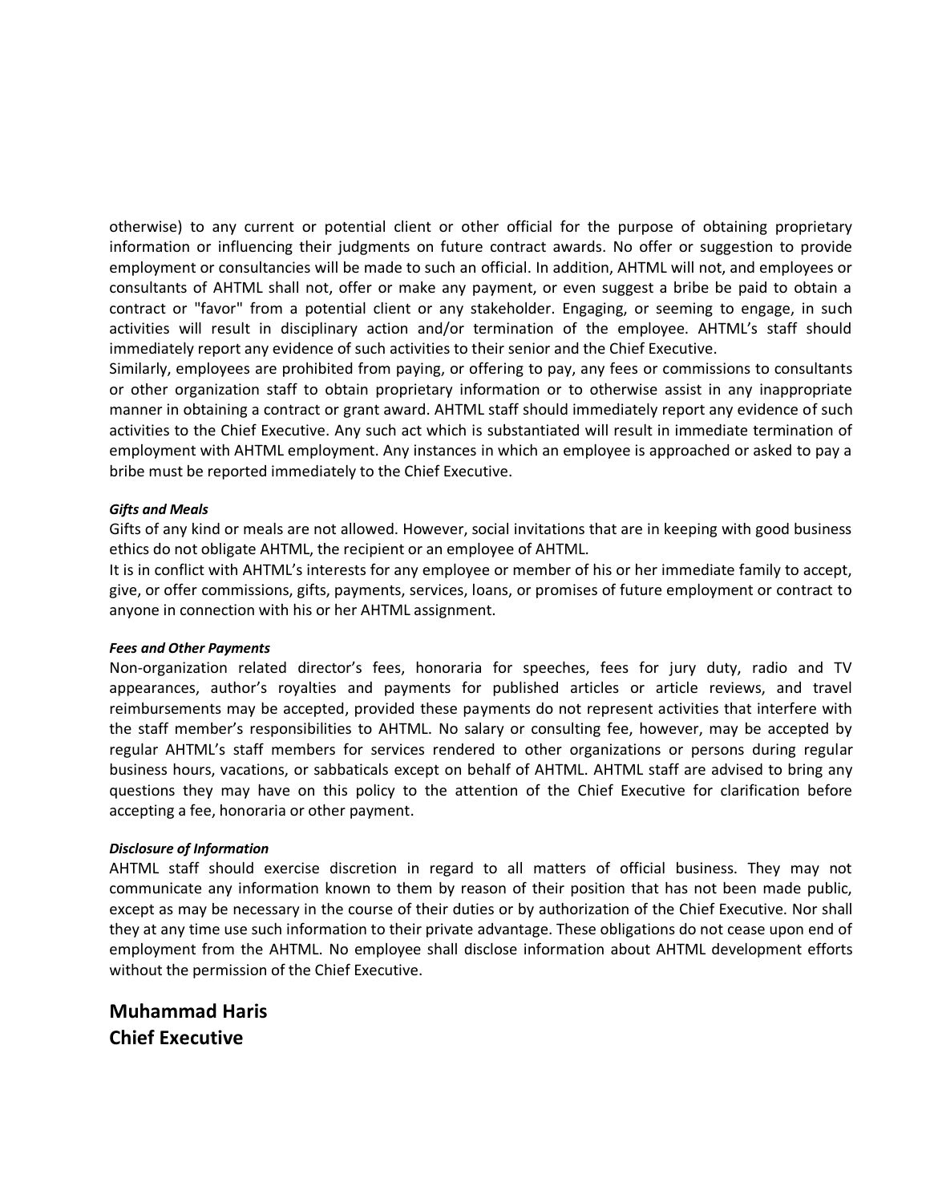otherwise) to any current or potential client or other official for the purpose of obtaining proprietary information or influencing their judgments on future contract awards. No offer or suggestion to provide employment or consultancies will be made to such an official. In addition, AHTML will not, and employees or consultants of AHTML shall not, offer or make any payment, or even suggest a bribe be paid to obtain a contract or "favor" from a potential client or any stakeholder. Engaging, or seeming to engage, in such activities will result in disciplinary action and/or termination of the employee. AHTML's staff should immediately report any evidence of such activities to their senior and the Chief Executive.

Similarly, employees are prohibited from paying, or offering to pay, any fees or commissions to consultants or other organization staff to obtain proprietary information or to otherwise assist in any inappropriate manner in obtaining a contract or grant award. AHTML staff should immediately report any evidence of such activities to the Chief Executive. Any such act which is substantiated will result in immediate termination of employment with AHTML employment. Any instances in which an employee is approached or asked to pay a bribe must be reported immediately to the Chief Executive.

***Gifts and Meals***

Gifts of any kind or meals are not allowed. However, social invitations that are in keeping with good business ethics do not obligate AHTML, the recipient or an employee of AHTML.

It is in conflict with AHTML's interests for any employee or member of his or her immediate family to accept, give, or offer commissions, gifts, payments, services, loans, or promises of future employment or contract to anyone in connection with his or her AHTML assignment.

***Fees and Other Payments***

Non-organization related director's fees, honoraria for speeches, fees for jury duty, radio and TV appearances, author's royalties and payments for published articles or article reviews, and travel reimbursements may be accepted, provided these payments do not represent activities that interfere with the staff member's responsibilities to AHTML. No salary or consulting fee, however, may be accepted by regular AHTML's staff members for services rendered to other organizations or persons during regular business hours, vacations, or sabbaticals except on behalf of AHTML. AHTML staff are advised to bring any questions they may have on this policy to the attention of the Chief Executive for clarification before accepting a fee, honoraria or other payment.

***Disclosure of Information***

AHTML staff should exercise discretion in regard to all matters of official business. They may not communicate any information known to them by reason of their position that has not been made public, except as may be necessary in the course of their duties or by authorization of the Chief Executive. Nor shall they at any time use such information to their private advantage. These obligations do not cease upon end of employment from the AHTML. No employee shall disclose information about AHTML development efforts without the permission of the Chief Executive.

**Muhammad Haris**
**Chief Executive**